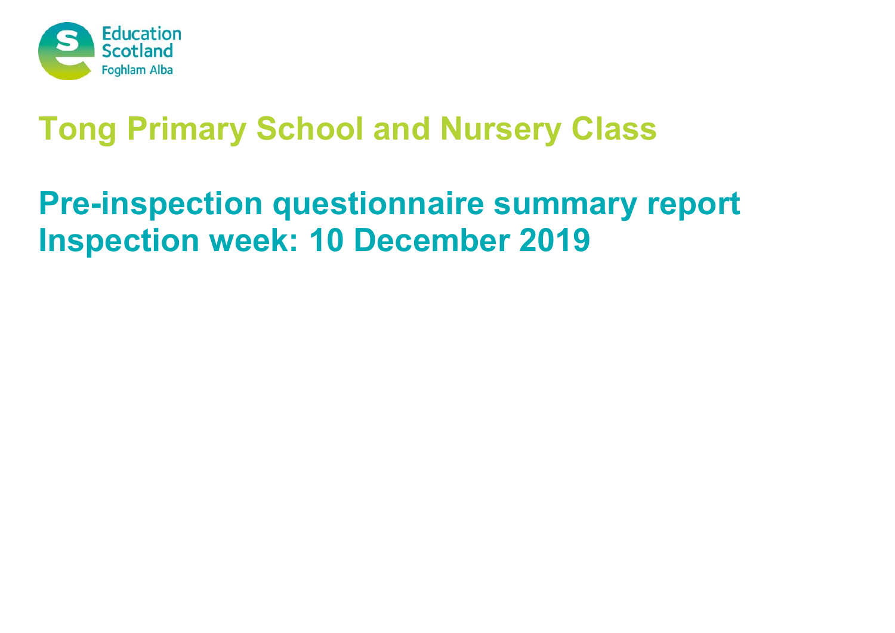Education Scotland
Foghlam Alba

# Tong Primary School and Nursery Class

## Pre-inspection questionnaire summary report
## Inspection week: 10 December 2019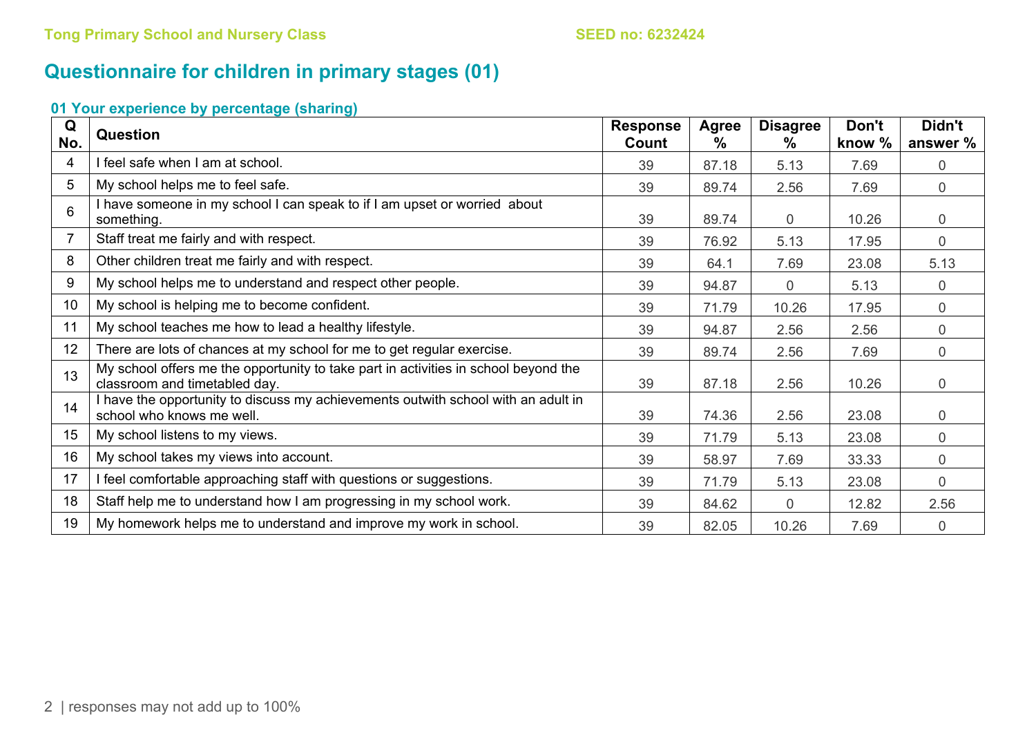Tong Primary School and Nursery Class SEED no: 6232424

# Questionnaire for children in primary stages (01)

### 01 Your experience by percentage (sharing)

| Q No. | Question | Response Count | Agree % | Disagree % | Don't know % | Didn't answer % |
|---|---|---|---|---|---|---|
| 4 | I feel safe when I am at school. | 39 | 87.18 | 5.13 | 7.69 | 0 |
| 5 | My school helps me to feel safe. | 39 | 89.74 | 2.56 | 7.69 | 0 |
| 6 | I have someone in my school I can speak to if I am upset or worried about something. | 39 | 89.74 | 0 | 10.26 | 0 |
| 7 | Staff treat me fairly and with respect. | 39 | 76.92 | 5.13 | 17.95 | 0 |
| 8 | Other children treat me fairly and with respect. | 39 | 64.1 | 7.69 | 23.08 | 5.13 |
| 9 | My school helps me to understand and respect other people. | 39 | 94.87 | 0 | 5.13 | 0 |
| 10 | My school is helping me to become confident. | 39 | 71.79 | 10.26 | 17.95 | 0 |
| 11 | My school teaches me how to lead a healthy lifestyle. | 39 | 94.87 | 2.56 | 2.56 | 0 |
| 12 | There are lots of chances at my school for me to get regular exercise. | 39 | 89.74 | 2.56 | 7.69 | 0 |
| 13 | My school offers me the opportunity to take part in activities in school beyond the classroom and timetabled day. | 39 | 87.18 | 2.56 | 10.26 | 0 |
| 14 | I have the opportunity to discuss my achievements outwith school with an adult in school who knows me well. | 39 | 74.36 | 2.56 | 23.08 | 0 |
| 15 | My school listens to my views. | 39 | 71.79 | 5.13 | 23.08 | 0 |
| 16 | My school takes my views into account. | 39 | 58.97 | 7.69 | 33.33 | 0 |
| 17 | I feel comfortable approaching staff with questions or suggestions. | 39 | 71.79 | 5.13 | 23.08 | 0 |
| 18 | Staff help me to understand how I am progressing in my school work. | 39 | 84.62 | 0 | 12.82 | 2.56 |
| 19 | My homework helps me to understand and improve my work in school. | 39 | 82.05 | 10.26 | 7.69 | 0 |

responses may not add up to 100%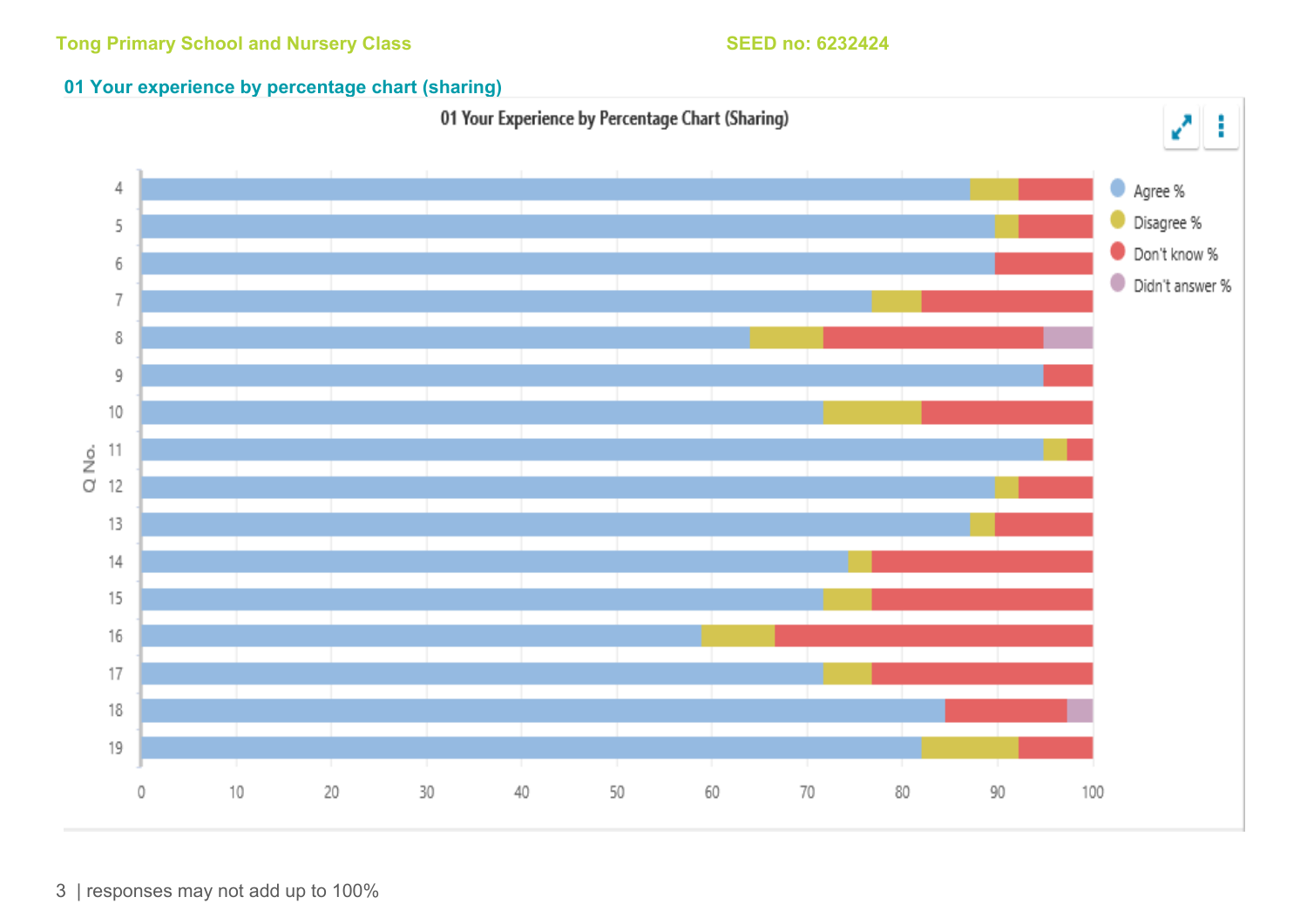Tong Primary School and Nursery Class SEED no: 6232424

## 01 Your experience by percentage chart (sharing)

01 Your Experience by Percentage Chart (Sharing)

responses may not add up to 100%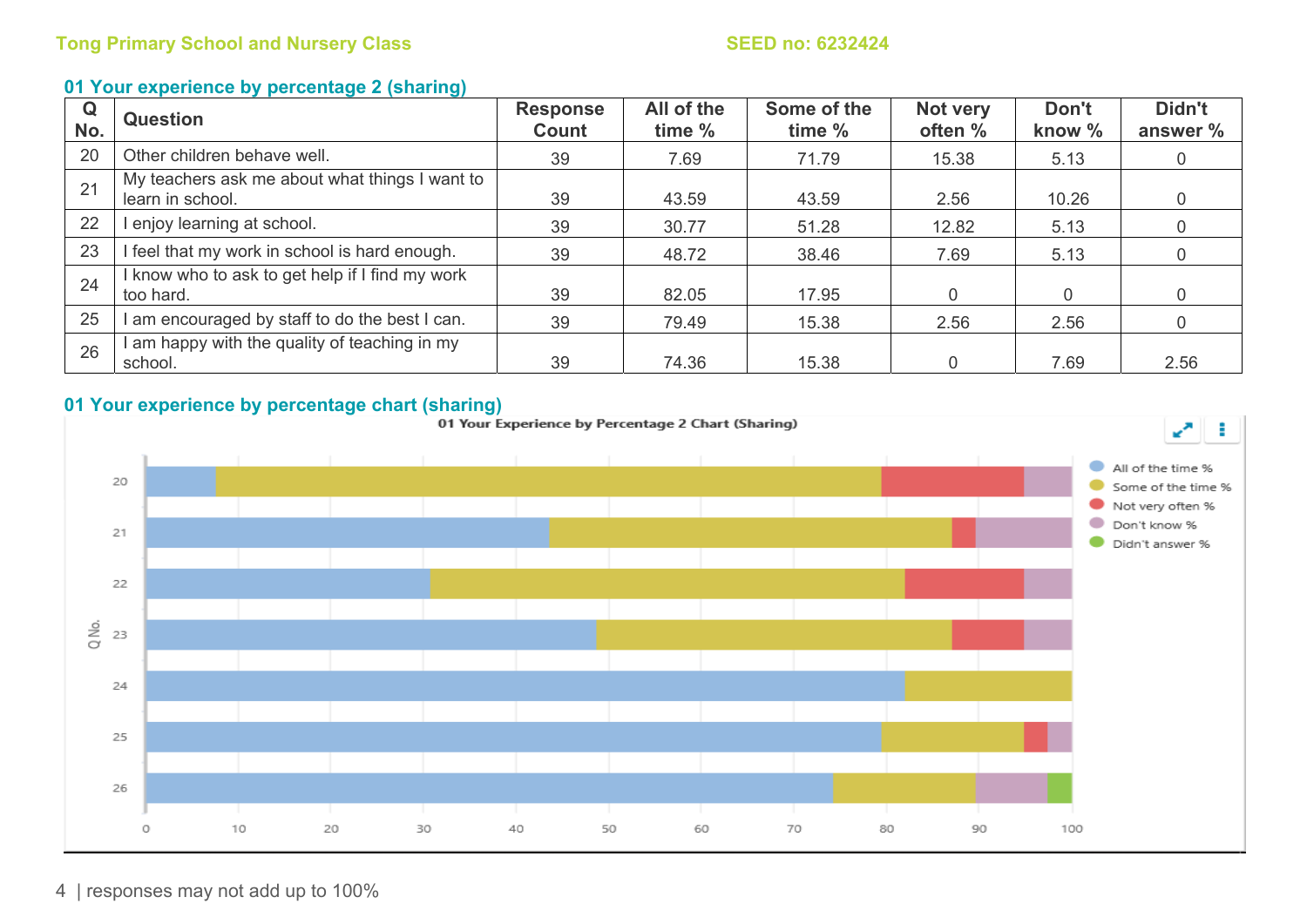### 01 Your experience by percentage 2 (sharing)

| Q No. | Question | Response Count | All of the time % | Some of the time % | Not very often % | Don't know % | Didn't answer % |
|---|---|---|---|---|---|---|---|
| 20 | Other children behave well. | 39 | 7.69 | 71.79 | 15.38 | 5.13 | 0 |
| 21 | My teachers ask me about what things I want to learn in school. | 39 | 43.59 | 43.59 | 2.56 | 10.26 | 0 |
| 22 | I enjoy learning at school. | 39 | 30.77 | 51.28 | 12.82 | 5.13 | 0 |
| 23 | I feel that my work in school is hard enough. | 39 | 48.72 | 38.46 | 7.69 | 5.13 | 0 |
| 24 | I know who to ask to get help if I find my work too hard. | 39 | 82.05 | 17.95 | 0 | 0 | 0 |
| 25 | I am encouraged by staff to do the best I can. | 39 | 79.49 | 15.38 | 2.56 | 2.56 | 0 |
| 26 | I am happy with the quality of teaching in my school. | 39 | 74.36 | 15.38 | 0 | 7.69 | 2.56 |

### 01 Your experience by percentage chart (sharing)

01 Your Experience by Percentage 2 Chart (Sharing)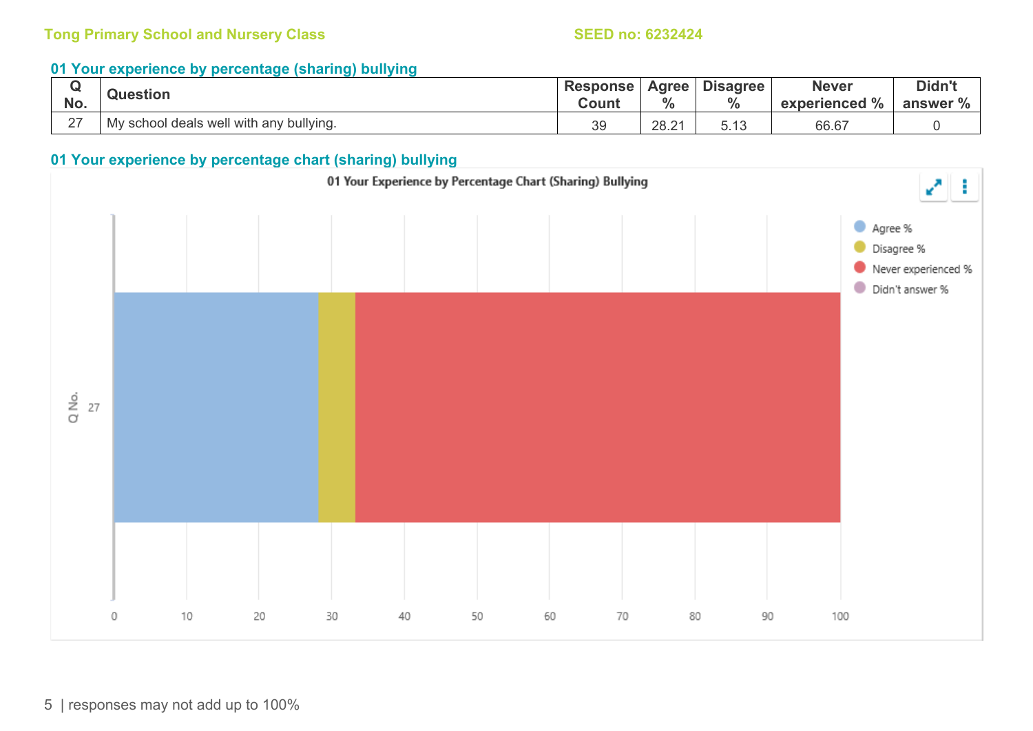Tong Primary School and Nursery Class SEED no: 6232424

## 01 Your experience by percentage (sharing) bullying

| Q No. | Question | Response Count | Agree % | Disagree % | Never experienced % | Didn't answer % |
|---|---|---|---|---|---|---|
| 27 | My school deals well with any bullying. | 39 | 28.21 | 5.13 | 66.67 | 0 |

## 01 Your experience by percentage chart (sharing) bullying

01 Your Experience by Percentage Chart (Sharing) Bullying

responses may not add up to 100%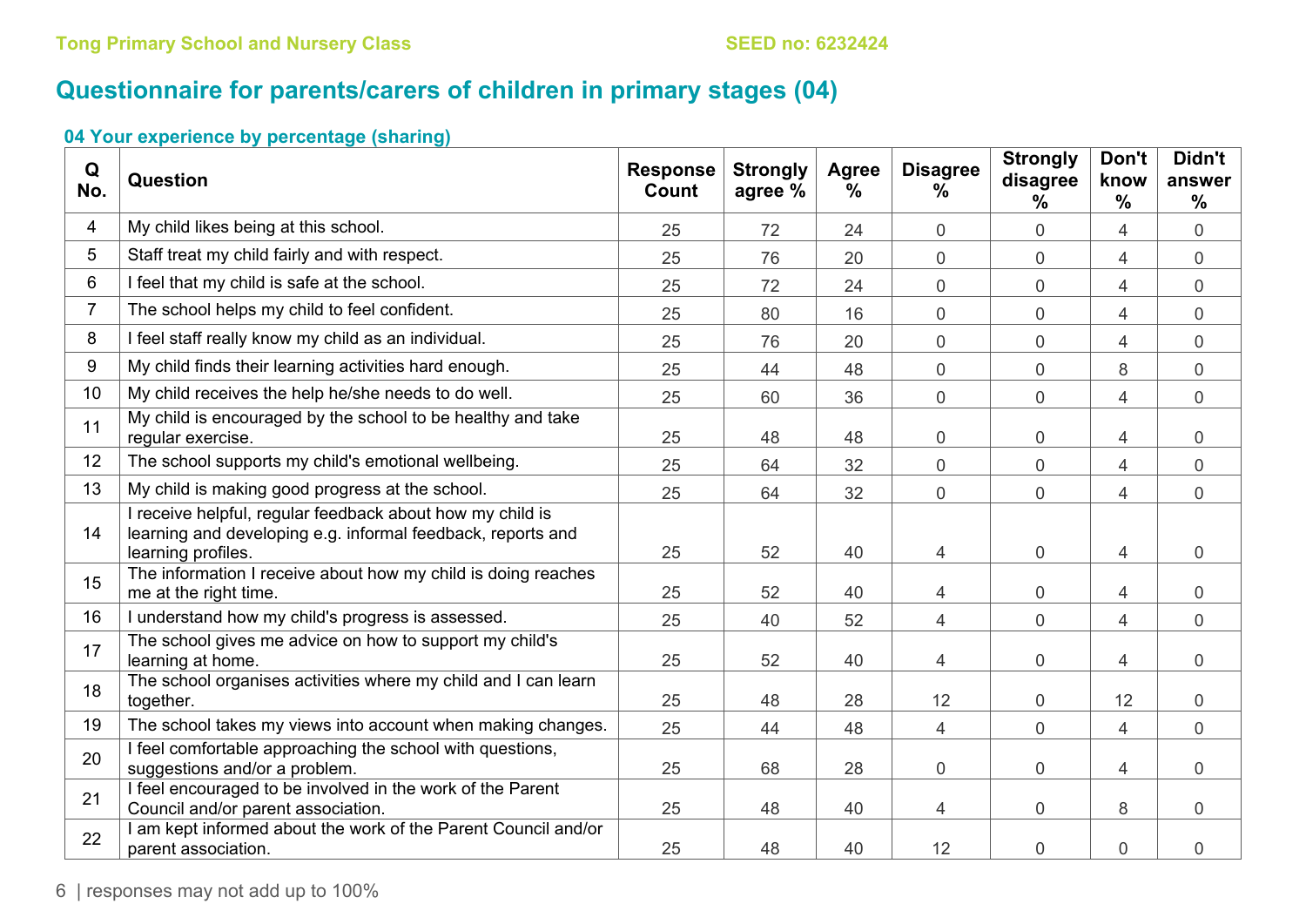Tong Primary School and Nursery Class

SEED no: 6232424

# Questionnaire for parents/carers of children in primary stages (04)

### 04 Your experience by percentage (sharing)

| Q No. | Question | Response Count | Strongly agree % | Agree % | Disagree % | Strongly disagree % | Don't know % | Didn't answer % |
|---|---|---|---|---|---|---|---|---|
| 4 | My child likes being at this school. | 25 | 72 | 24 | 0 | 0 | 4 | 0 |
| 5 | Staff treat my child fairly and with respect. | 25 | 76 | 20 | 0 | 0 | 4 | 0 |
| 6 | I feel that my child is safe at the school. | 25 | 72 | 24 | 0 | 0 | 4 | 0 |
| 7 | The school helps my child to feel confident. | 25 | 80 | 16 | 0 | 0 | 4 | 0 |
| 8 | I feel staff really know my child as an individual. | 25 | 76 | 20 | 0 | 0 | 4 | 0 |
| 9 | My child finds their learning activities hard enough. | 25 | 44 | 48 | 0 | 0 | 8 | 0 |
| 10 | My child receives the help he/she needs to do well. | 25 | 60 | 36 | 0 | 0 | 4 | 0 |
| 11 | My child is encouraged by the school to be healthy and take regular exercise. | 25 | 48 | 48 | 0 | 0 | 4 | 0 |
| 12 | The school supports my child's emotional wellbeing. | 25 | 64 | 32 | 0 | 0 | 4 | 0 |
| 13 | My child is making good progress at the school. | 25 | 64 | 32 | 0 | 0 | 4 | 0 |
| 14 | I receive helpful, regular feedback about how my child is learning and developing e.g. informal feedback, reports and learning profiles. | 25 | 52 | 40 | 4 | 0 | 4 | 0 |
| 15 | The information I receive about how my child is doing reaches me at the right time. | 25 | 52 | 40 | 4 | 0 | 4 | 0 |
| 16 | I understand how my child's progress is assessed. | 25 | 40 | 52 | 4 | 0 | 4 | 0 |
| 17 | The school gives me advice on how to support my child's learning at home. | 25 | 52 | 40 | 4 | 0 | 4 | 0 |
| 18 | The school organises activities where my child and I can learn together. | 25 | 48 | 28 | 12 | 0 | 12 | 0 |
| 19 | The school takes my views into account when making changes. | 25 | 44 | 48 | 4 | 0 | 4 | 0 |
| 20 | I feel comfortable approaching the school with questions, suggestions and/or a problem. | 25 | 68 | 28 | 0 | 0 | 4 | 0 |
| 21 | I feel encouraged to be involved in the work of the Parent Council and/or parent association. | 25 | 48 | 40 | 4 | 0 | 8 | 0 |
| 22 | I am kept informed about the work of the Parent Council and/or parent association. | 25 | 48 | 40 | 12 | 0 | 0 | 0 |

responses may not add up to 100%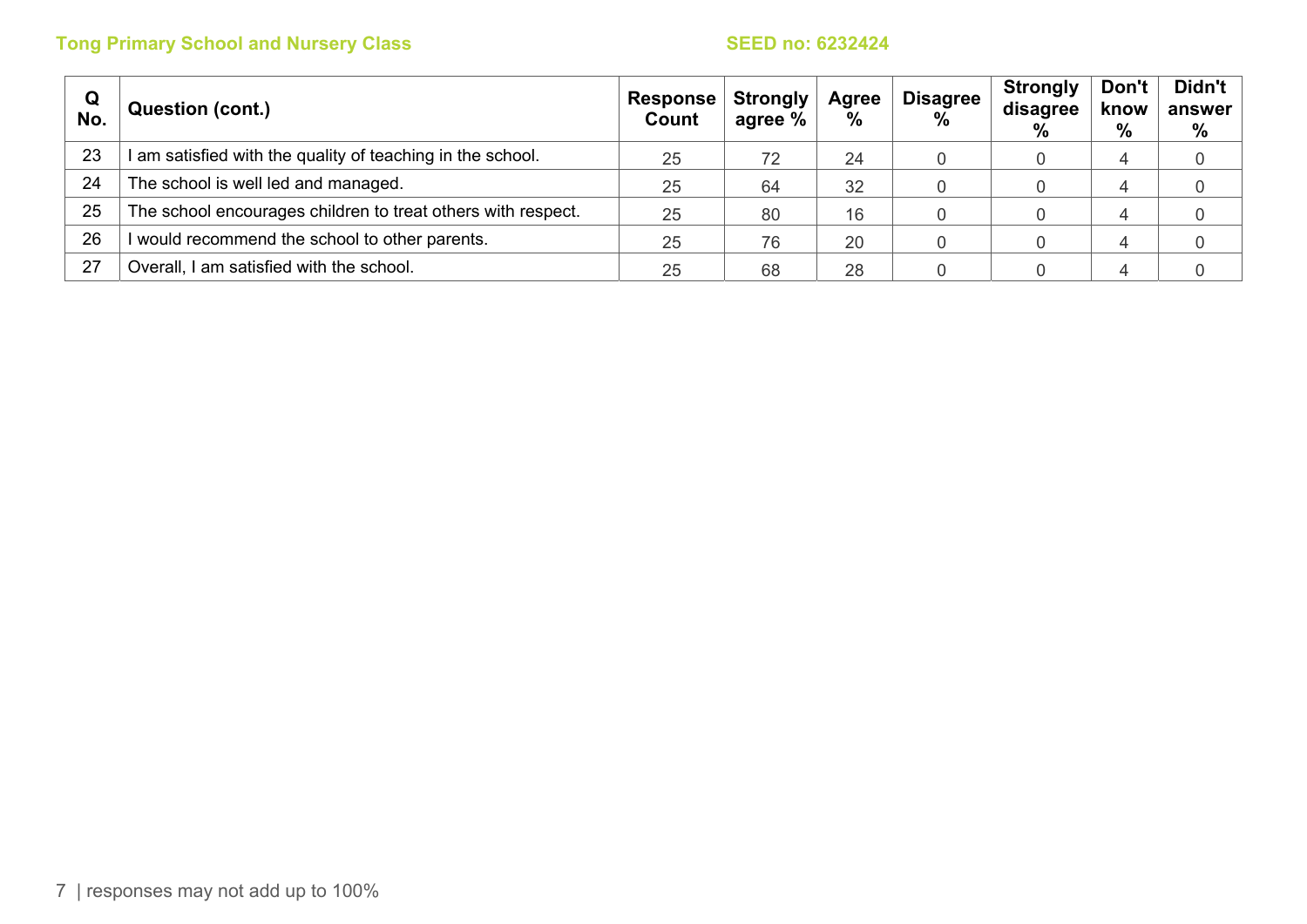| Q No. | Question (cont.) | Response Count | Strongly agree % | Agree % | Disagree % | Strongly disagree % | Don't know % | Didn't answer % |
|---|---|---|---|---|---|---|---|---|
| 23 | I am satisfied with the quality of teaching in the school. | 25 | 72 | 24 | 0 | 0 | 4 | 0 |
| 24 | The school is well led and managed. | 25 | 64 | 32 | 0 | 0 | 4 | 0 |
| 25 | The school encourages children to treat others with respect. | 25 | 80 | 16 | 0 | 0 | 4 | 0 |
| 26 | I would recommend the school to other parents. | 25 | 76 | 20 | 0 | 0 | 4 | 0 |
| 27 | Overall, I am satisfied with the school. | 25 | 68 | 28 | 0 | 0 | 4 | 0 |

responses may not add up to 100%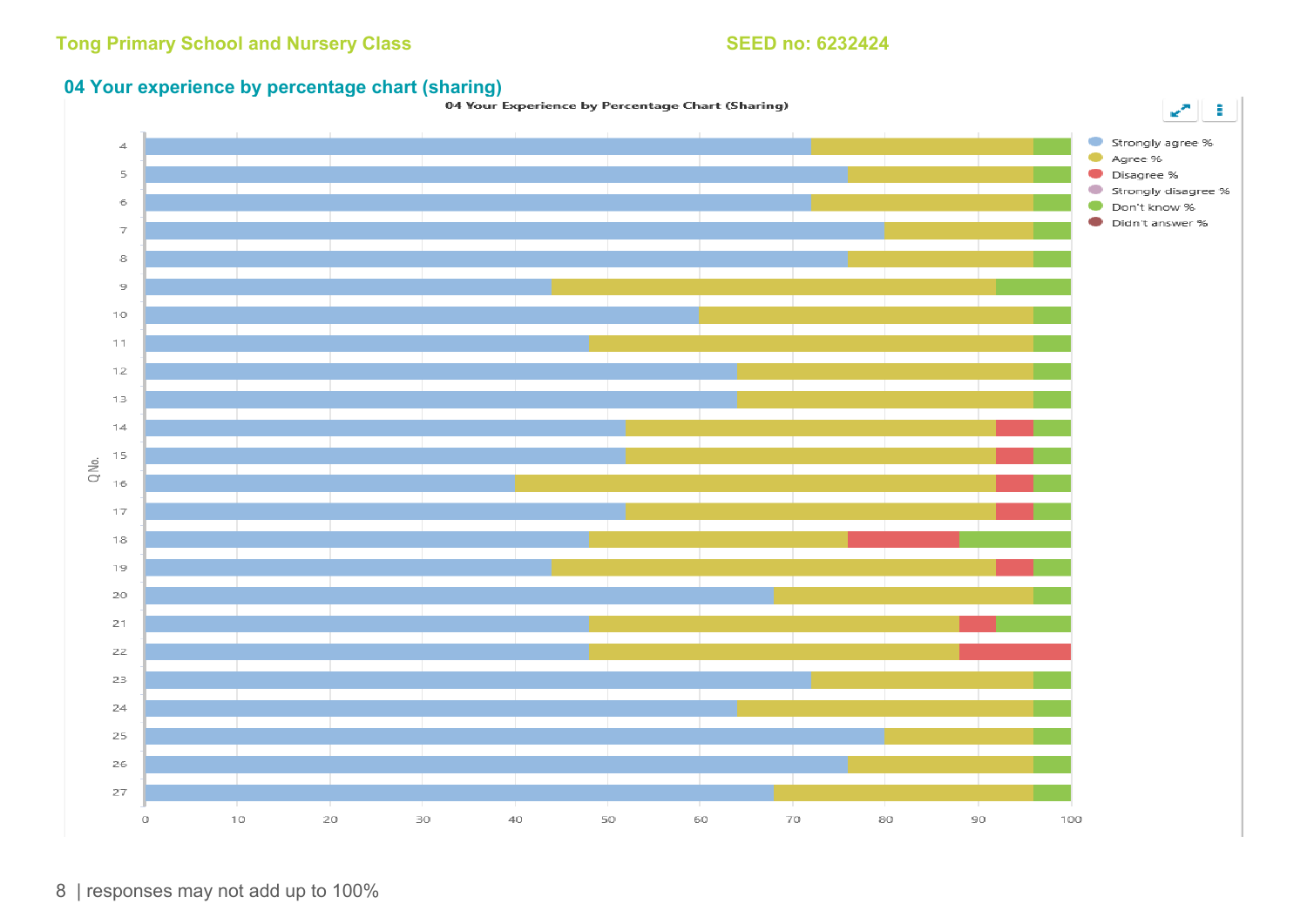Tong Primary School and Nursery Class SEED no: 6232424

## 04 Your experience by percentage chart (sharing)

04 Your Experience by Percentage Chart (Sharing)

Strongly agree %
Agree %
Disagree %
Strongly disagree %
Don't know %
Didn't answer %

Q No.

4
5
6
7
8
9
10
11
12
13
14
15
16
17
18
19
20
21
22
23
24
25
26
27

0 10 20 30 40 50 60 70 80 90 100

responses may not add up to 100%